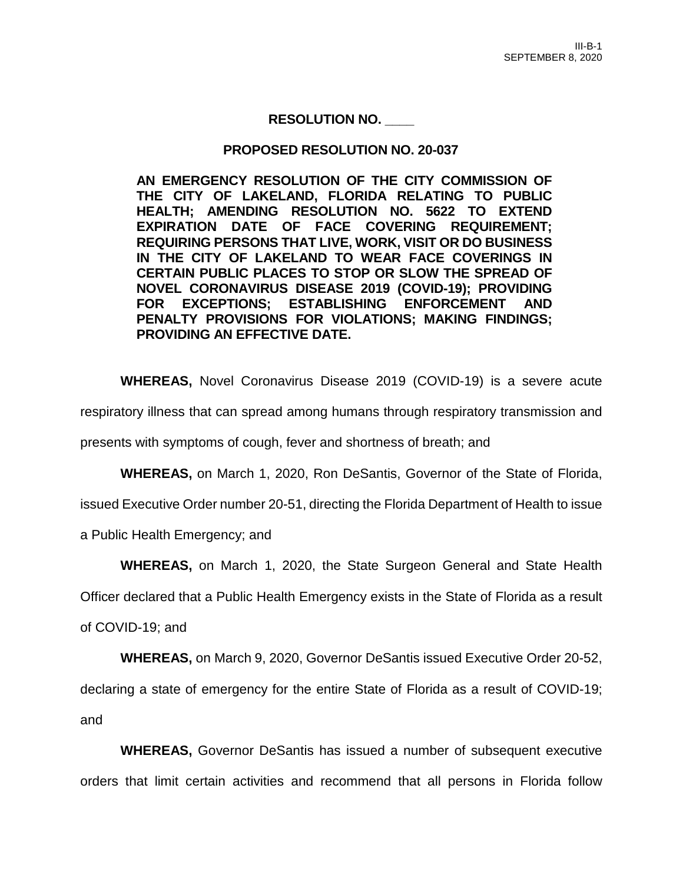**RESOLUTION NO. \_\_\_\_**

**PROPOSED RESOLUTION NO. 20-037**

**AN EMERGENCY RESOLUTION OF THE CITY COMMISSION OF THE CITY OF LAKELAND, FLORIDA RELATING TO PUBLIC HEALTH; AMENDING RESOLUTION NO. 5622 TO EXTEND EXPIRATION DATE OF FACE COVERING REQUIREMENT; REQUIRING PERSONS THAT LIVE, WORK, VISIT OR DO BUSINESS IN THE CITY OF LAKELAND TO WEAR FACE COVERINGS IN CERTAIN PUBLIC PLACES TO STOP OR SLOW THE SPREAD OF NOVEL CORONAVIRUS DISEASE 2019 (COVID-19); PROVIDING FOR EXCEPTIONS; ESTABLISHING ENFORCEMENT AND PENALTY PROVISIONS FOR VIOLATIONS; MAKING FINDINGS; PROVIDING AN EFFECTIVE DATE.**

**WHEREAS,** Novel Coronavirus Disease 2019 (COVID-19) is a severe acute respiratory illness that can spread among humans through respiratory transmission and presents with symptoms of cough, fever and shortness of breath; and

**WHEREAS,** on March 1, 2020, Ron DeSantis, Governor of the State of Florida, issued Executive Order number 20-51, directing the Florida Department of Health to issue a Public Health Emergency; and

**WHEREAS,** on March 1, 2020, the State Surgeon General and State Health Officer declared that a Public Health Emergency exists in the State of Florida as a result of COVID-19; and

**WHEREAS,** on March 9, 2020, Governor DeSantis issued Executive Order 20-52, declaring a state of emergency for the entire State of Florida as a result of COVID-19; and

**WHEREAS,** Governor DeSantis has issued a number of subsequent executive orders that limit certain activities and recommend that all persons in Florida follow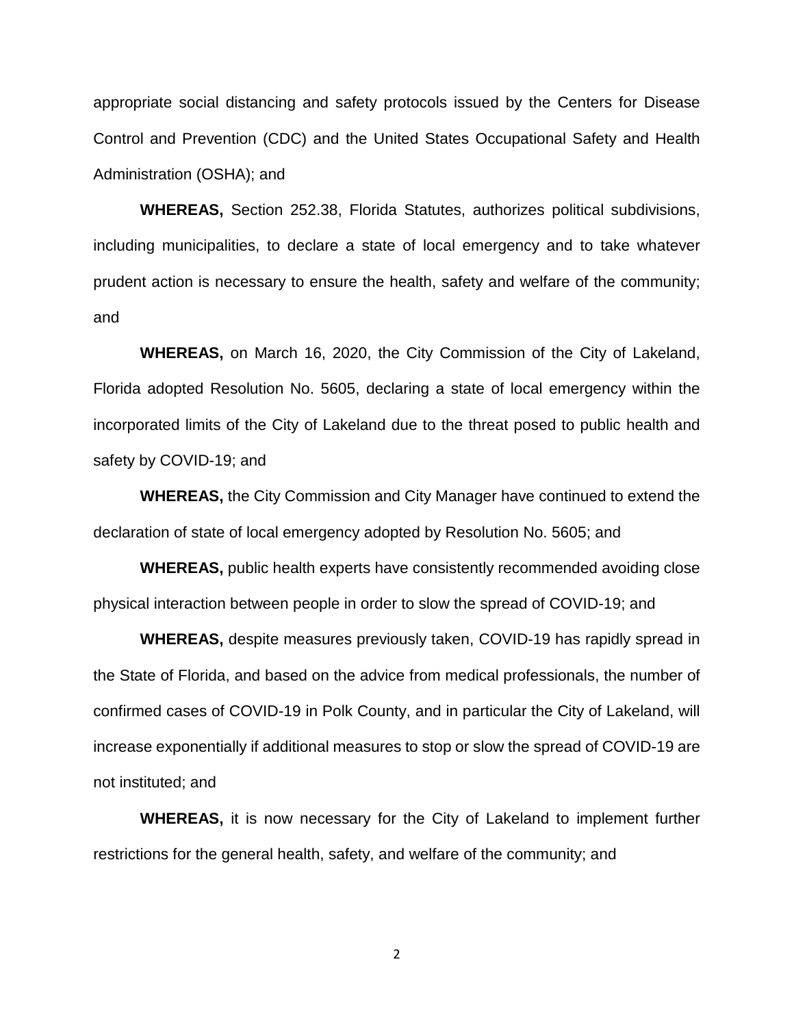appropriate social distancing and safety protocols issued by the Centers for Disease Control and Prevention (CDC) and the United States Occupational Safety and Health Administration (OSHA); and

**WHEREAS,** Section 252.38, Florida Statutes, authorizes political subdivisions, including municipalities, to declare a state of local emergency and to take whatever prudent action is necessary to ensure the health, safety and welfare of the community; and

**WHEREAS,** on March 16, 2020, the City Commission of the City of Lakeland, Florida adopted Resolution No. 5605, declaring a state of local emergency within the incorporated limits of the City of Lakeland due to the threat posed to public health and safety by COVID-19; and

**WHEREAS,** the City Commission and City Manager have continued to extend the declaration of state of local emergency adopted by Resolution No. 5605; and

**WHEREAS,** public health experts have consistently recommended avoiding close physical interaction between people in order to slow the spread of COVID-19; and

**WHEREAS,** despite measures previously taken, COVID-19 has rapidly spread in the State of Florida, and based on the advice from medical professionals, the number of confirmed cases of COVID-19 in Polk County, and in particular the City of Lakeland, will increase exponentially if additional measures to stop or slow the spread of COVID-19 are not instituted; and

**WHEREAS,** it is now necessary for the City of Lakeland to implement further restrictions for the general health, safety, and welfare of the community; and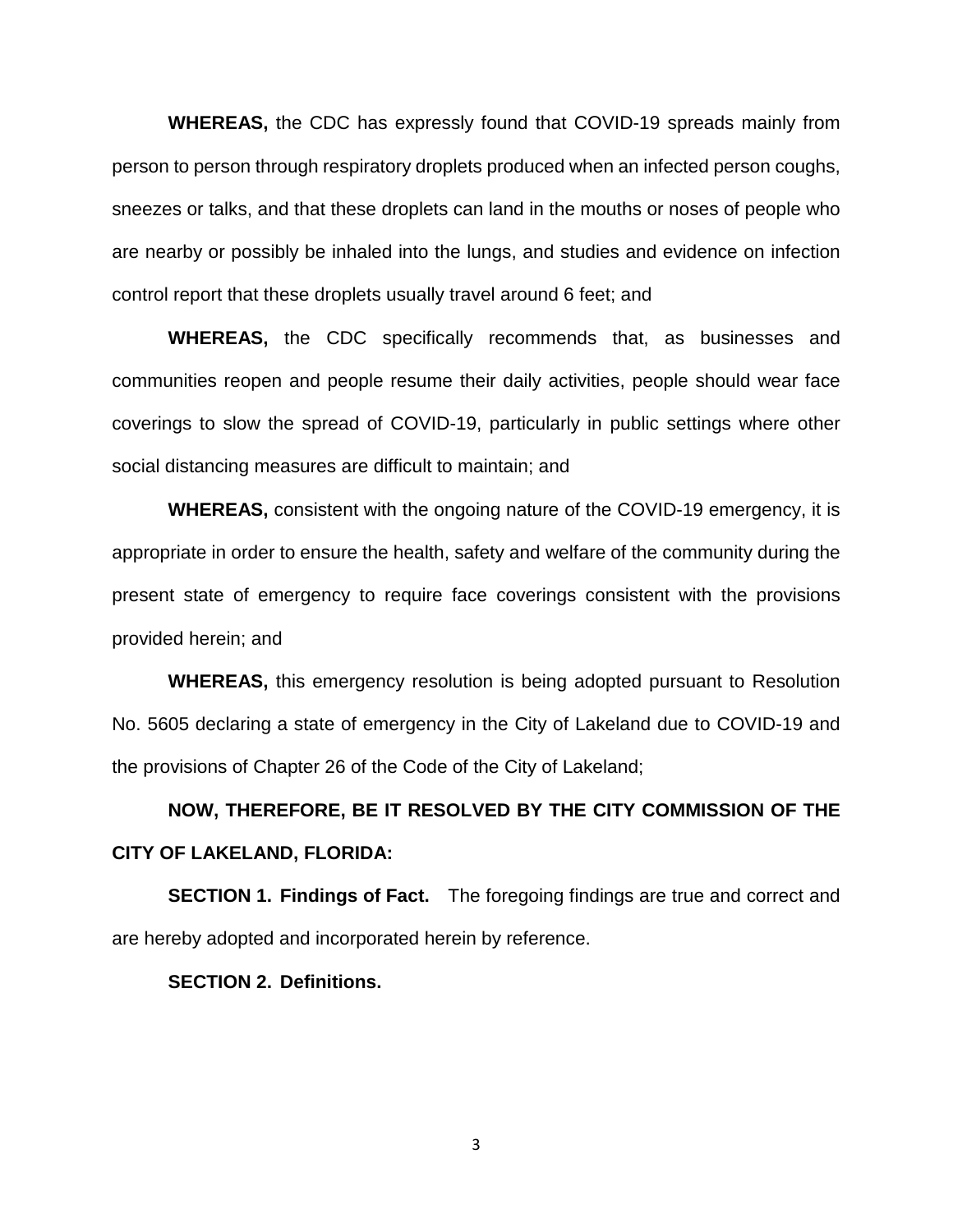**WHEREAS,** the CDC has expressly found that COVID-19 spreads mainly from person to person through respiratory droplets produced when an infected person coughs, sneezes or talks, and that these droplets can land in the mouths or noses of people who are nearby or possibly be inhaled into the lungs, and studies and evidence on infection control report that these droplets usually travel around 6 feet; and

**WHEREAS,** the CDC specifically recommends that, as businesses and communities reopen and people resume their daily activities, people should wear face coverings to slow the spread of COVID-19, particularly in public settings where other social distancing measures are difficult to maintain; and

**WHEREAS,** consistent with the ongoing nature of the COVID-19 emergency, it is appropriate in order to ensure the health, safety and welfare of the community during the present state of emergency to require face coverings consistent with the provisions provided herein; and

**WHEREAS,** this emergency resolution is being adopted pursuant to Resolution No. 5605 declaring a state of emergency in the City of Lakeland due to COVID-19 and the provisions of Chapter 26 of the Code of the City of Lakeland;

**NOW, THEREFORE, BE IT RESOLVED BY THE CITY COMMISSION OF THE CITY OF LAKELAND, FLORIDA:**

**SECTION 1. Findings of Fact.** The foregoing findings are true and correct and are hereby adopted and incorporated herein by reference.

**SECTION 2. Definitions.**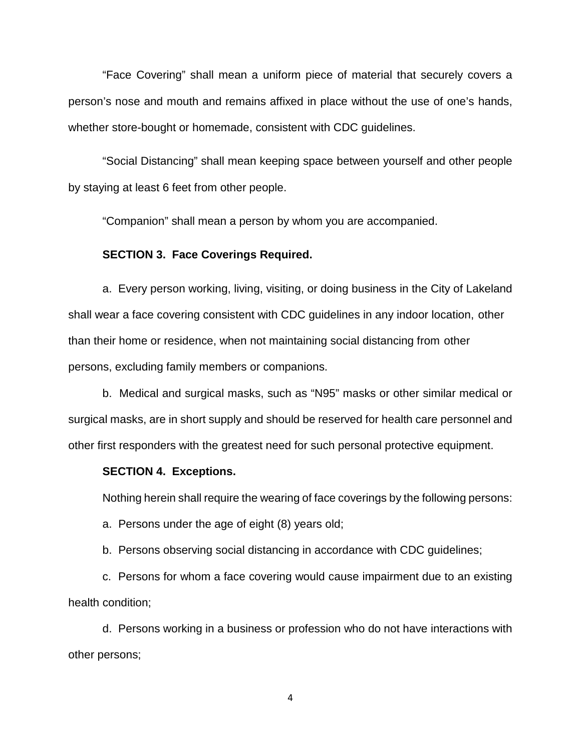"Face Covering" shall mean a uniform piece of material that securely covers a person's nose and mouth and remains affixed in place without the use of one's hands, whether store-bought or homemade, consistent with CDC guidelines.

"Social Distancing" shall mean keeping space between yourself and other people by staying at least 6 feet from other people.

"Companion" shall mean a person by whom you are accompanied.

**SECTION 3. Face Coverings Required.**

a. Every person working, living, visiting, or doing business in the City of Lakeland shall wear a face covering consistent with CDC guidelines in any indoor location, other than their home or residence, when not maintaining social distancing from other persons, excluding family members or companions.

b. Medical and surgical masks, such as "N95" masks or other similar medical or surgical masks, are in short supply and should be reserved for health care personnel and other first responders with the greatest need for such personal protective equipment.

**SECTION 4. Exceptions.**

Nothing herein shall require the wearing of face coverings by the following persons:

a. Persons under the age of eight (8) years old;

b. Persons observing social distancing in accordance with CDC guidelines;

c. Persons for whom a face covering would cause impairment due to an existing health condition;

d. Persons working in a business or profession who do not have interactions with other persons;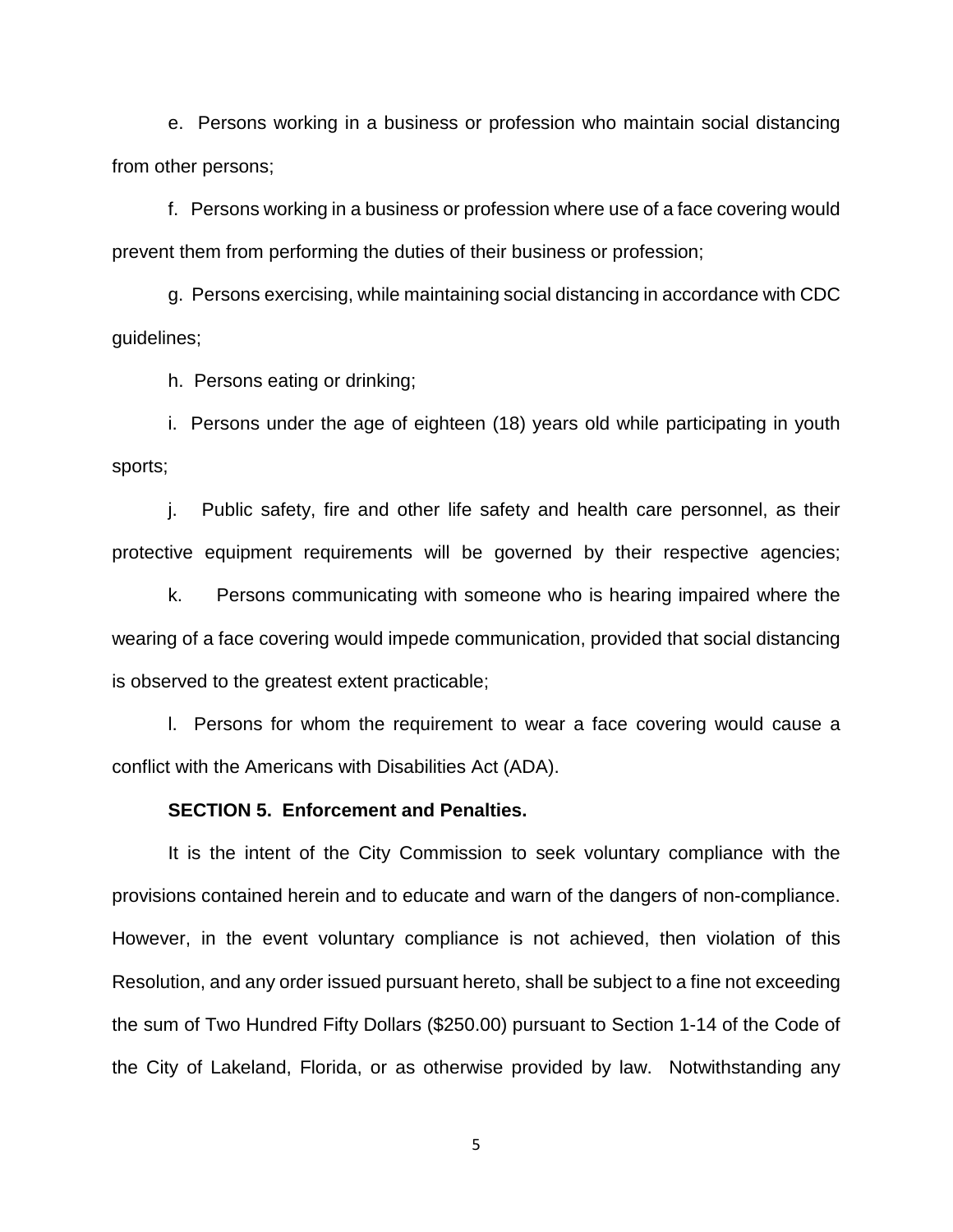e. Persons working in a business or profession who maintain social distancing from other persons;

f. Persons working in a business or profession where use of a face covering would prevent them from performing the duties of their business or profession;

g. Persons exercising, while maintaining social distancing in accordance with CDC guidelines;

h. Persons eating or drinking;

i. Persons under the age of eighteen (18) years old while participating in youth sports;

j. Public safety, fire and other life safety and health care personnel, as their protective equipment requirements will be governed by their respective agencies;

k. Persons communicating with someone who is hearing impaired where the wearing of a face covering would impede communication, provided that social distancing is observed to the greatest extent practicable;

l. Persons for whom the requirement to wear a face covering would cause a conflict with the Americans with Disabilities Act (ADA).

**SECTION 5. Enforcement and Penalties.**

It is the intent of the City Commission to seek voluntary compliance with the provisions contained herein and to educate and warn of the dangers of non-compliance. However, in the event voluntary compliance is not achieved, then violation of this Resolution, and any order issued pursuant hereto, shall be subject to a fine not exceeding the sum of Two Hundred Fifty Dollars ($250.00) pursuant to Section 1-14 of the Code of the City of Lakeland, Florida, or as otherwise provided by law. Notwithstanding any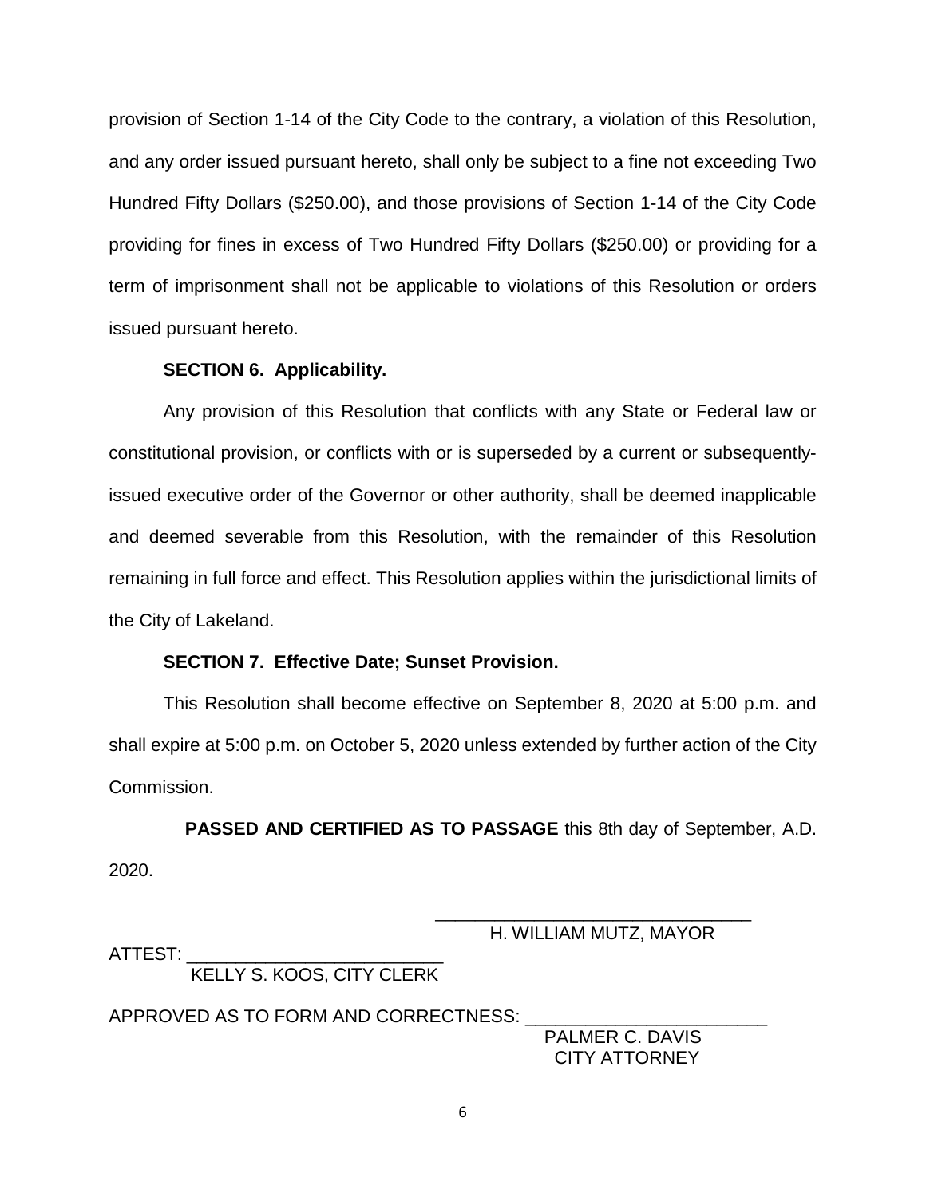provision of Section 1-14 of the City Code to the contrary, a violation of this Resolution, and any order issued pursuant hereto, shall only be subject to a fine not exceeding Two Hundred Fifty Dollars ($250.00), and those provisions of Section 1-14 of the City Code providing for fines in excess of Two Hundred Fifty Dollars ($250.00) or providing for a term of imprisonment shall not be applicable to violations of this Resolution or orders issued pursuant hereto.

**SECTION 6. Applicability.**

Any provision of this Resolution that conflicts with any State or Federal law or constitutional provision, or conflicts with or is superseded by a current or subsequently-issued executive order of the Governor or other authority, shall be deemed inapplicable and deemed severable from this Resolution, with the remainder of this Resolution remaining in full force and effect. This Resolution applies within the jurisdictional limits of the City of Lakeland.

**SECTION 7. Effective Date; Sunset Provision.**

This Resolution shall become effective on September 8, 2020 at 5:00 p.m. and shall expire at 5:00 p.m. on October 5, 2020 unless extended by further action of the City Commission.

**PASSED AND CERTIFIED AS TO PASSAGE** this 8th day of September, A.D. 2020.

________________________________
H. WILLIAM MUTZ, MAYOR

ATTEST: _________________________
KELLY S. KOOS, CITY CLERK

APPROVED AS TO FORM AND CORRECTNESS: _______________________
PALMER C. DAVIS
CITY ATTORNEY